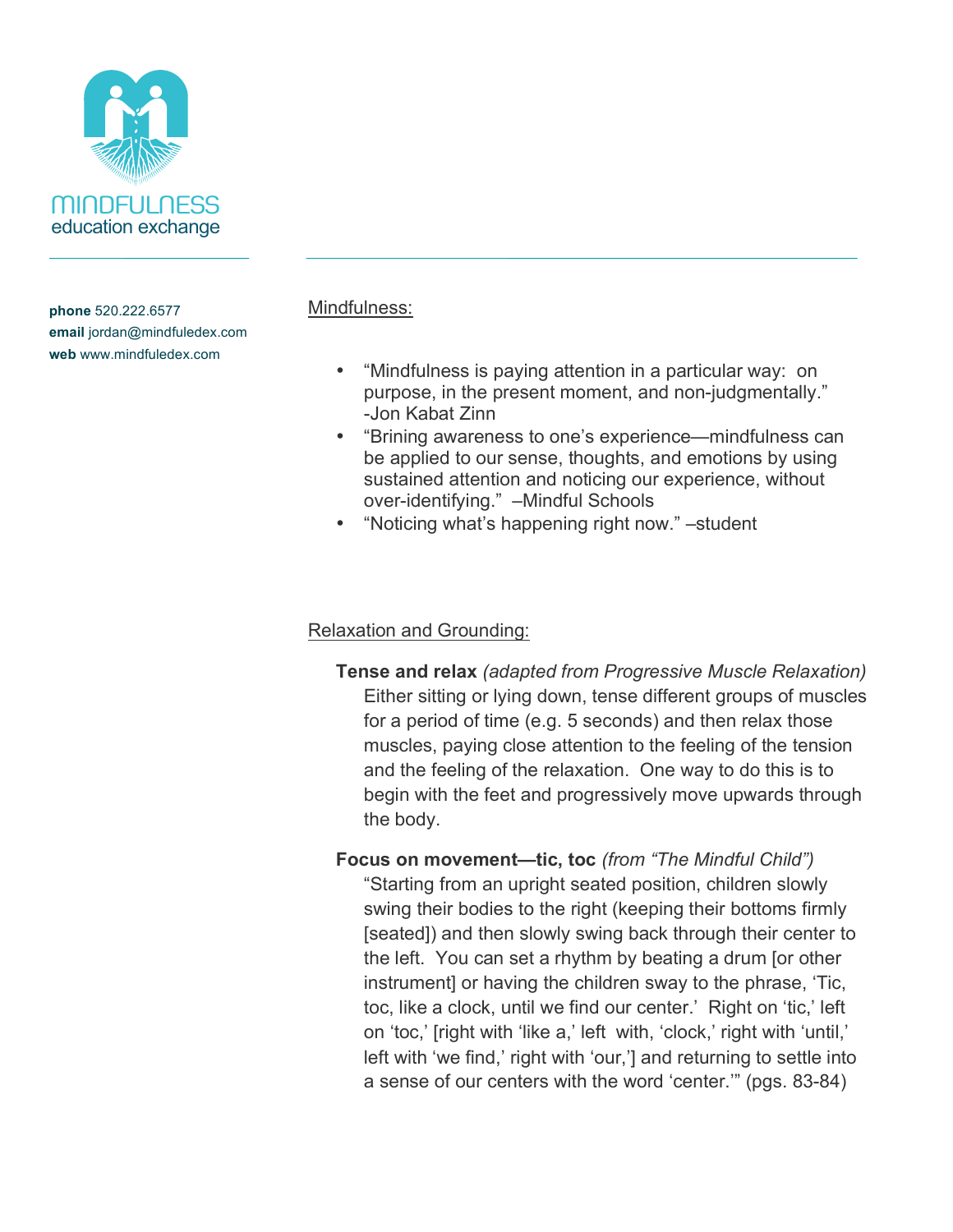MINDFULNESS
education exchange

**phone** 520.222.6577
**email** jordan@mindfuledex.com
**web** www.mindfuledex.com

## Mindfulness:

- "Mindfulness is paying attention in a particular way: on purpose, in the present moment, and non-judgmentally." -Jon Kabat Zinn
- "Brining awareness to one's experience—mindfulness can be applied to our sense, thoughts, and emotions by using sustained attention and noticing our experience, without over-identifying." –Mindful Schools
- "Noticing what's happening right now." –student

## Relaxation and Grounding:

**Tense and relax** *(adapted from Progressive Muscle Relaxation)*
Either sitting or lying down, tense different groups of muscles for a period of time (e.g. 5 seconds) and then relax those muscles, paying close attention to the feeling of the tension and the feeling of the relaxation. One way to do this is to begin with the feet and progressively move upwards through the body.

**Focus on movement—tic, toc** *(from "The Mindful Child")*
"Starting from an upright seated position, children slowly swing their bodies to the right (keeping their bottoms firmly [seated]) and then slowly swing back through their center to the left. You can set a rhythm by beating a drum [or other instrument] or having the children sway to the phrase, 'Tic, toc, like a clock, until we find our center.' Right on 'tic,' left on 'toc,' [right with 'like a,' left with, 'clock,' right with 'until,' left with 'we find,' right with 'our,'] and returning to settle into a sense of our centers with the word 'center.'" (pgs. 83-84)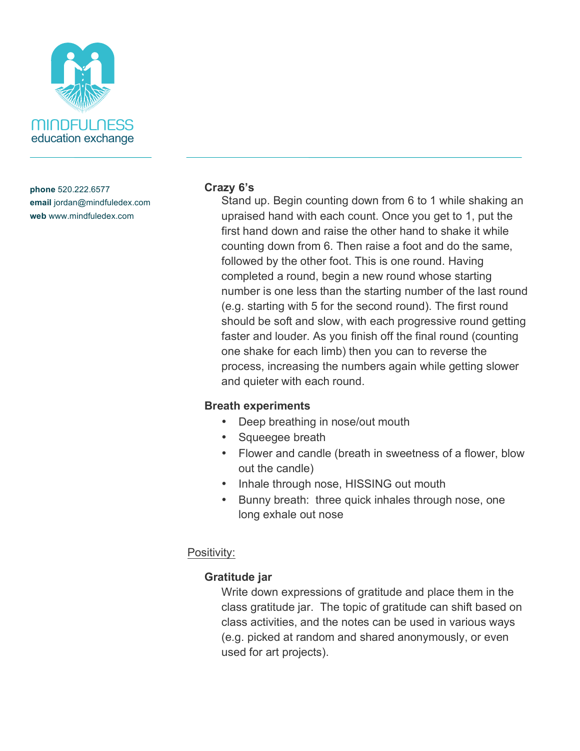MINDFULNESS
education exchange

**phone** 520.222.6577
**email** jordan@mindfuledex.com
**web** www.mindfuledex.com

**Crazy 6's**

Stand up. Begin counting down from 6 to 1 while shaking an upraised hand with each count. Once you get to 1, put the first hand down and raise the other hand to shake it while counting down from 6. Then raise a foot and do the same, followed by the other foot. This is one round. Having completed a round, begin a new round whose starting number is one less than the starting number of the last round (e.g. starting with 5 for the second round). The first round should be soft and slow, with each progressive round getting faster and louder. As you finish off the final round (counting one shake for each limb) then you can to reverse the process, increasing the numbers again while getting slower and quieter with each round.

**Breath experiments**

- Deep breathing in nose/out mouth
- Squeegee breath
- Flower and candle (breath in sweetness of a flower, blow out the candle)
- Inhale through nose, HISSING out mouth
- Bunny breath: three quick inhales through nose, one long exhale out nose

<u>Positivity:</u>

**Gratitude jar**

Write down expressions of gratitude and place them in the class gratitude jar. The topic of gratitude can shift based on class activities, and the notes can be used in various ways (e.g. picked at random and shared anonymously, or even used for art projects).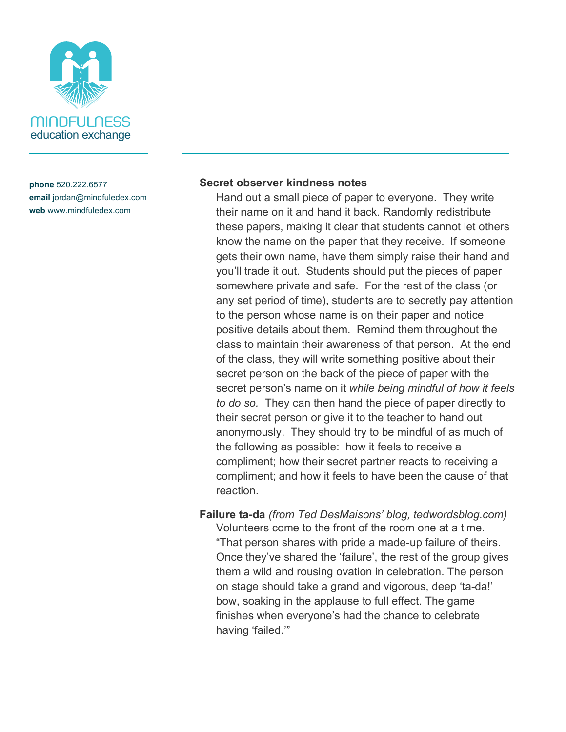MINDFULNESS
education exchange

**phone** 520.222.6577
**email** jordan@mindfuledex.com
**web** www.mindfuledex.com

**Secret observer kindness notes**

Hand out a small piece of paper to everyone. They write their name on it and hand it back. Randomly redistribute these papers, making it clear that students cannot let others know the name on the paper that they receive. If someone gets their own name, have them simply raise their hand and you'll trade it out. Students should put the pieces of paper somewhere private and safe. For the rest of the class (or any set period of time), students are to secretly pay attention to the person whose name is on their paper and notice positive details about them. Remind them throughout the class to maintain their awareness of that person. At the end of the class, they will write something positive about their secret person on the back of the piece of paper with the secret person's name on it *while being mindful of how it feels to do so.* They can then hand the piece of paper directly to their secret person or give it to the teacher to hand out anonymously. They should try to be mindful of as much of the following as possible: how it feels to receive a compliment; how their secret partner reacts to receiving a compliment; and how it feels to have been the cause of that reaction.

**Failure ta-da** *(from Ted DesMaisons' blog, tedwordsblog.com)*

Volunteers come to the front of the room one at a time. "That person shares with pride a made-up failure of theirs. Once they've shared the 'failure', the rest of the group gives them a wild and rousing ovation in celebration. The person on stage should take a grand and vigorous, deep 'ta-da!' bow, soaking in the applause to full effect. The game finishes when everyone's had the chance to celebrate having 'failed.'"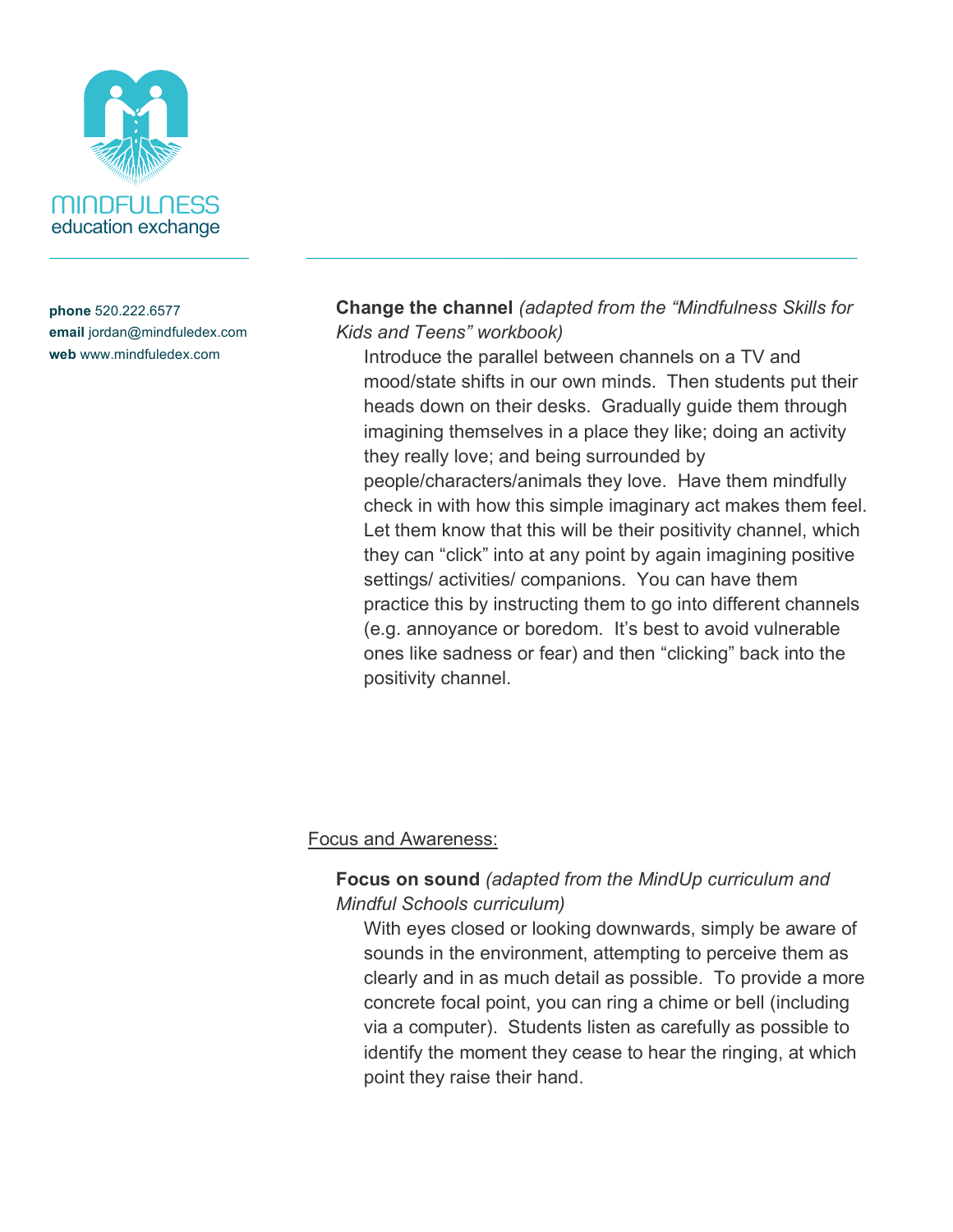**Change the channel** *(adapted from the "Mindfulness Skills for Kids and Teens" workbook)*

Introduce the parallel between channels on a TV and mood/state shifts in our own minds. Then students put their heads down on their desks. Gradually guide them through imagining themselves in a place they like; doing an activity they really love; and being surrounded by people/characters/animals they love. Have them mindfully check in with how this simple imaginary act makes them feel. Let them know that this will be their positivity channel, which they can "click" into at any point by again imagining positive settings/ activities/ companions. You can have them practice this by instructing them to go into different channels (e.g. annoyance or boredom. It's best to avoid vulnerable ones like sadness or fear) and then "clicking" back into the positivity channel.

<u>Focus and Awareness:</u>

**Focus on sound** *(adapted from the MindUp curriculum and Mindful Schools curriculum)*

With eyes closed or looking downwards, simply be aware of sounds in the environment, attempting to perceive them as clearly and in as much detail as possible. To provide a more concrete focal point, you can ring a chime or bell (including via a computer). Students listen as carefully as possible to identify the moment they cease to hear the ringing, at which point they raise their hand.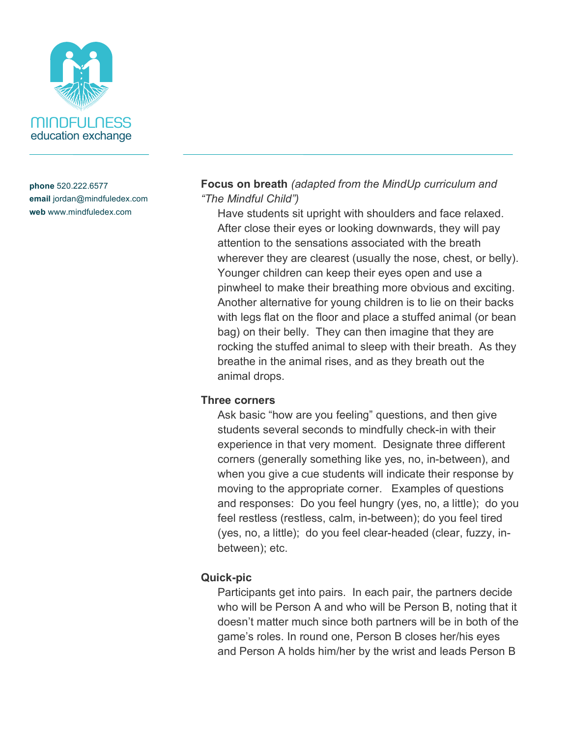MINDFULNESS
education exchange

**phone** 520.222.6577
**email** jordan@mindfuledex.com
**web** www.mindfuledex.com

**Focus on breath** *(adapted from the MindUp curriculum and "The Mindful Child")*

Have students sit upright with shoulders and face relaxed. After close their eyes or looking downwards, they will pay attention to the sensations associated with the breath wherever they are clearest (usually the nose, chest, or belly). Younger children can keep their eyes open and use a pinwheel to make their breathing more obvious and exciting. Another alternative for young children is to lie on their backs with legs flat on the floor and place a stuffed animal (or bean bag) on their belly. They can then imagine that they are rocking the stuffed animal to sleep with their breath. As they breathe in the animal rises, and as they breath out the animal drops.

**Three corners**

Ask basic "how are you feeling" questions, and then give students several seconds to mindfully check-in with their experience in that very moment. Designate three different corners (generally something like yes, no, in-between), and when you give a cue students will indicate their response by moving to the appropriate corner. Examples of questions and responses: Do you feel hungry (yes, no, a little); do you feel restless (restless, calm, in-between); do you feel tired (yes, no, a little); do you feel clear-headed (clear, fuzzy, in-between); etc.

**Quick-pic**

Participants get into pairs. In each pair, the partners decide who will be Person A and who will be Person B, noting that it doesn't matter much since both partners will be in both of the game's roles. In round one, Person B closes her/his eyes and Person A holds him/her by the wrist and leads Person B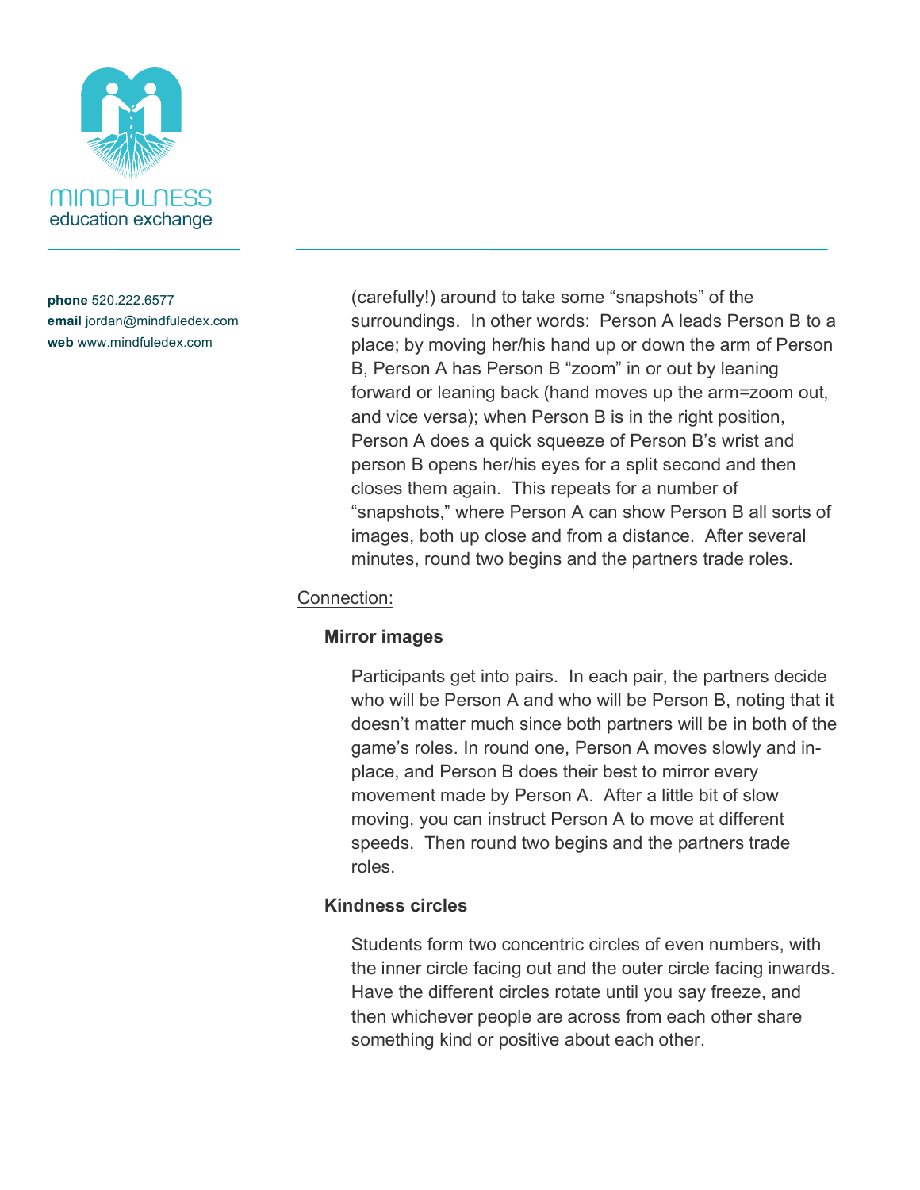(carefully!) around to take some "snapshots" of the surroundings. In other words: Person A leads Person B to a place; by moving her/his hand up or down the arm of Person B, Person A has Person B "zoom" in or out by leaning forward or leaning back (hand moves up the arm=zoom out, and vice versa); when Person B is in the right position, Person A does a quick squeeze of Person B's wrist and person B opens her/his eyes for a split second and then closes them again. This repeats for a number of "snapshots," where Person A can show Person B all sorts of images, both up close and from a distance. After several minutes, round two begins and the partners trade roles.

Connection:

### Mirror images

Participants get into pairs. In each pair, the partners decide who will be Person A and who will be Person B, noting that it doesn't matter much since both partners will be in both of the game's roles. In round one, Person A moves slowly and in-place, and Person B does their best to mirror every movement made by Person A. After a little bit of slow moving, you can instruct Person A to move at different speeds. Then round two begins and the partners trade roles.

### Kindness circles

Students form two concentric circles of even numbers, with the inner circle facing out and the outer circle facing inwards. Have the different circles rotate until you say freeze, and then whichever people are across from each other share something kind or positive about each other.